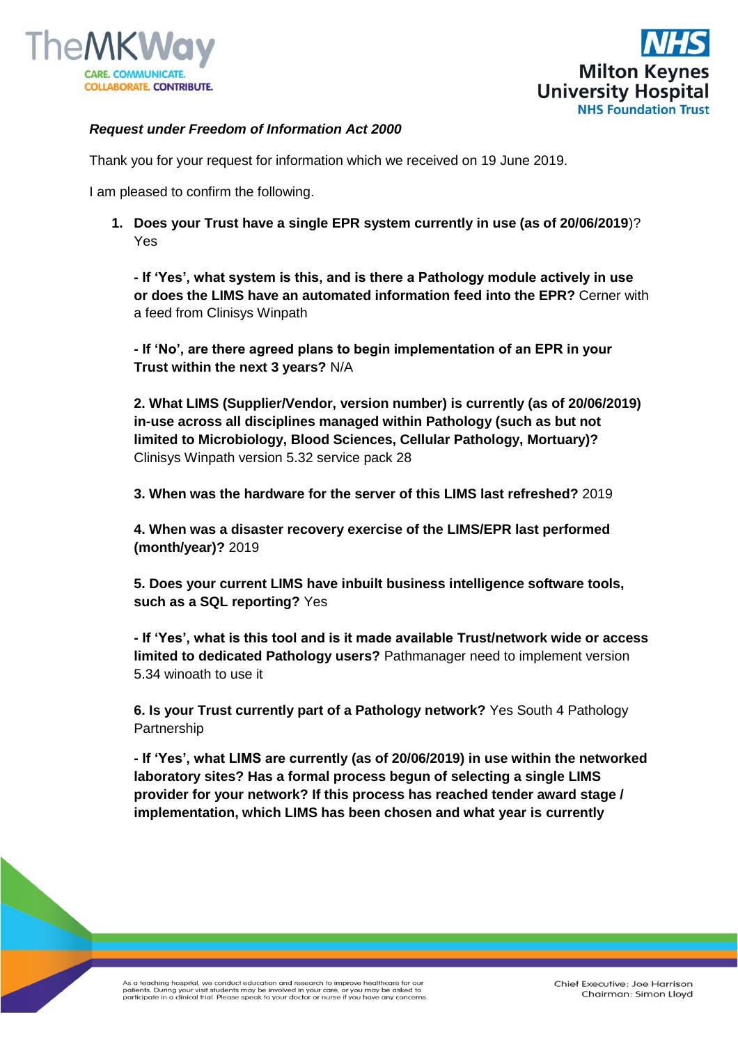*Request under Freedom of Information Act 2000*

Thank you for your request for information which we received on 19 June 2019.

I am pleased to confirm the following.

1. **Does your Trust have a single EPR system currently in use (as of 20/06/2019**)? Yes

   **- If 'Yes', what system is this, and is there a Pathology module actively in use or does the LIMS have an automated information feed into the EPR?** Cerner with a feed from Clinisys Winpath

   **- If 'No', are there agreed plans to begin implementation of an EPR in your Trust within the next 3 years?** N/A

   **2. What LIMS (Supplier/Vendor, version number) is currently (as of 20/06/2019) in-use across all disciplines managed within Pathology (such as but not limited to Microbiology, Blood Sciences, Cellular Pathology, Mortuary)?** Clinisys Winpath version 5.32 service pack 28

   **3. When was the hardware for the server of this LIMS last refreshed?** 2019

   **4. When was a disaster recovery exercise of the LIMS/EPR last performed (month/year)?** 2019

   **5. Does your current LIMS have inbuilt business intelligence software tools, such as a SQL reporting?** Yes

   **- If 'Yes', what is this tool and is it made available Trust/network wide or access limited to dedicated Pathology users?** Pathmanager need to implement version 5.34 winoath to use it

   **6. Is your Trust currently part of a Pathology network?** Yes South 4 Pathology Partnership

   **- If 'Yes', what LIMS are currently (as of 20/06/2019) in use within the networked laboratory sites? Has a formal process begun of selecting a single LIMS provider for your network? If this process has reached tender award stage / implementation, which LIMS has been chosen and what year is currently**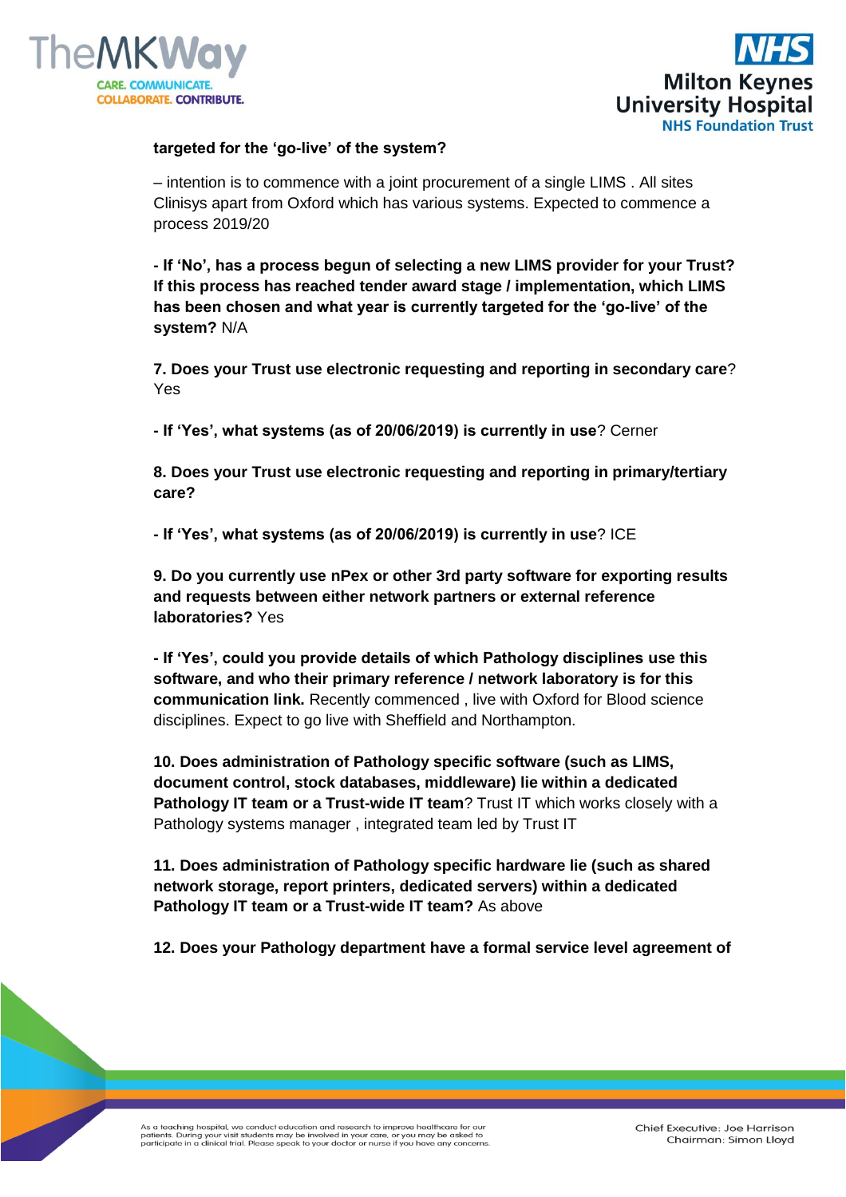**targeted for the 'go-live' of the system?**

– intention is to commence with a joint procurement of a single LIMS . All sites Clinisys apart from Oxford which has various systems. Expected to commence a process 2019/20

**- If 'No', has a process begun of selecting a new LIMS provider for your Trust? If this process has reached tender award stage / implementation, which LIMS has been chosen and what year is currently targeted for the 'go-live' of the system?** N/A

**7. Does your Trust use electronic requesting and reporting in secondary care**? Yes

**- If 'Yes', what systems (as of 20/06/2019) is currently in use**? Cerner

**8. Does your Trust use electronic requesting and reporting in primary/tertiary care?**

**- If 'Yes', what systems (as of 20/06/2019) is currently in use**? ICE

**9. Do you currently use nPex or other 3rd party software for exporting results and requests between either network partners or external reference laboratories?** Yes

**- If 'Yes', could you provide details of which Pathology disciplines use this software, and who their primary reference / network laboratory is for this communication link.** Recently commenced , live with Oxford for Blood science disciplines. Expect to go live with Sheffield and Northampton.

**10. Does administration of Pathology specific software (such as LIMS, document control, stock databases, middleware) lie within a dedicated Pathology IT team or a Trust-wide IT team**? Trust IT which works closely with a Pathology systems manager , integrated team led by Trust IT

**11. Does administration of Pathology specific hardware lie (such as shared network storage, report printers, dedicated servers) within a dedicated Pathology IT team or a Trust-wide IT team?** As above

**12. Does your Pathology department have a formal service level agreement of**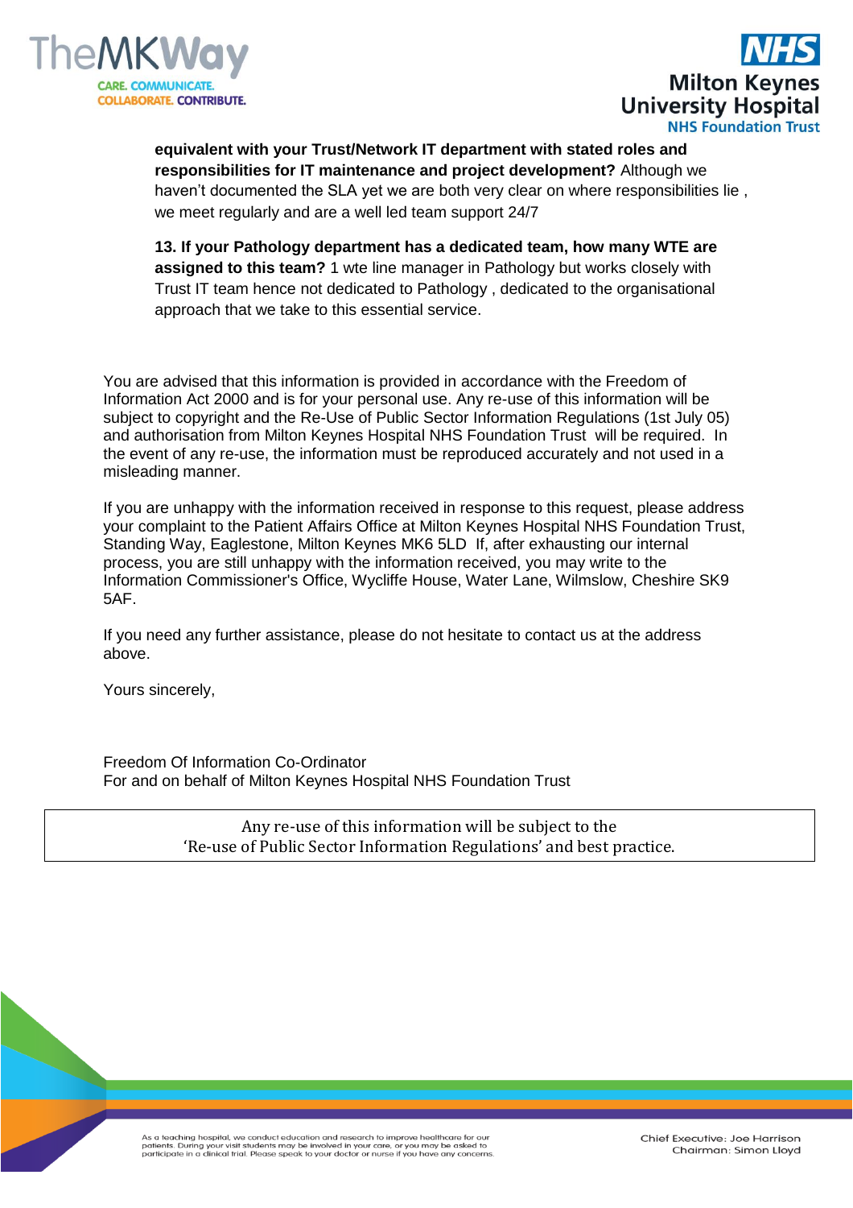**equivalent with your Trust/Network IT department with stated roles and responsibilities for IT maintenance and project development?** Although we haven't documented the SLA yet we are both very clear on where responsibilities lie , we meet regularly and are a well led team support 24/7

**13. If your Pathology department has a dedicated team, how many WTE are assigned to this team?** 1 wte line manager in Pathology but works closely with Trust IT team hence not dedicated to Pathology , dedicated to the organisational approach that we take to this essential service.

You are advised that this information is provided in accordance with the Freedom of Information Act 2000 and is for your personal use. Any re-use of this information will be subject to copyright and the Re-Use of Public Sector Information Regulations (1st July 05) and authorisation from Milton Keynes Hospital NHS Foundation Trust will be required. In the event of any re-use, the information must be reproduced accurately and not used in a misleading manner.

If you are unhappy with the information received in response to this request, please address your complaint to the Patient Affairs Office at Milton Keynes Hospital NHS Foundation Trust, Standing Way, Eaglestone, Milton Keynes MK6 5LD If, after exhausting our internal process, you are still unhappy with the information received, you may write to the Information Commissioner's Office, Wycliffe House, Water Lane, Wilmslow, Cheshire SK9 5AF.

If you need any further assistance, please do not hesitate to contact us at the address above.

Yours sincerely,

Freedom Of Information Co-Ordinator
For and on behalf of Milton Keynes Hospital NHS Foundation Trust

Any re-use of this information will be subject to the
'Re-use of Public Sector Information Regulations' and best practice.